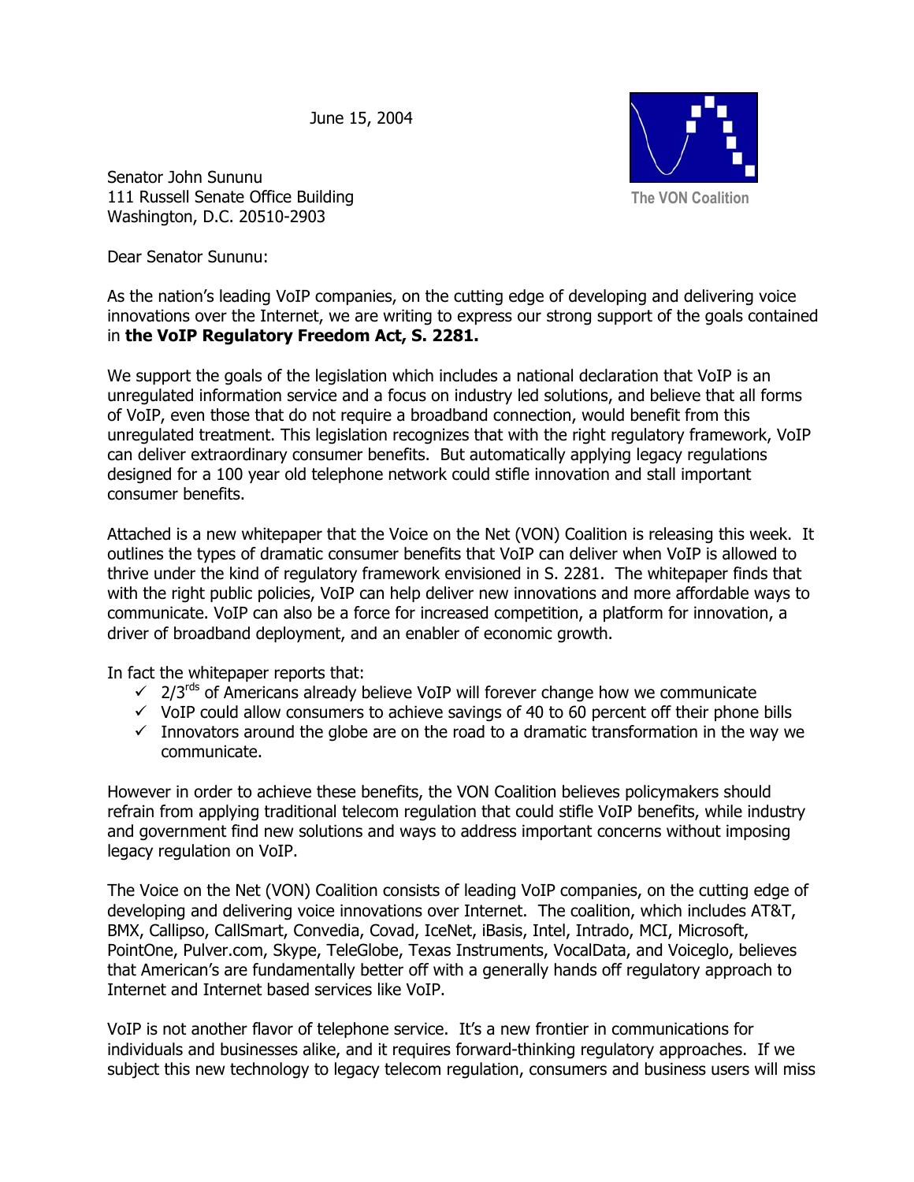June 15, 2004

The VON Coalition

Senator John Sununu
111 Russell Senate Office Building
Washington, D.C. 20510-2903

Dear Senator Sununu:

As the nation's leading VoIP companies, on the cutting edge of developing and delivering voice innovations over the Internet, we are writing to express our strong support of the goals contained in **the VoIP Regulatory Freedom Act, S. 2281.**

We support the goals of the legislation which includes a national declaration that VoIP is an unregulated information service and a focus on industry led solutions, and believe that all forms of VoIP, even those that do not require a broadband connection, would benefit from this unregulated treatment. This legislation recognizes that with the right regulatory framework, VoIP can deliver extraordinary consumer benefits. But automatically applying legacy regulations designed for a 100 year old telephone network could stifle innovation and stall important consumer benefits.

Attached is a new whitepaper that the Voice on the Net (VON) Coalition is releasing this week. It outlines the types of dramatic consumer benefits that VoIP can deliver when VoIP is allowed to thrive under the kind of regulatory framework envisioned in S. 2281. The whitepaper finds that with the right public policies, VoIP can help deliver new innovations and more affordable ways to communicate. VoIP can also be a force for increased competition, a platform for innovation, a driver of broadband deployment, and an enabler of economic growth.

In fact the whitepaper reports that:

- ✓ 2/3rds of Americans already believe VoIP will forever change how we communicate
- ✓ VoIP could allow consumers to achieve savings of 40 to 60 percent off their phone bills
- ✓ Innovators around the globe are on the road to a dramatic transformation in the way we communicate.

However in order to achieve these benefits, the VON Coalition believes policymakers should refrain from applying traditional telecom regulation that could stifle VoIP benefits, while industry and government find new solutions and ways to address important concerns without imposing legacy regulation on VoIP.

The Voice on the Net (VON) Coalition consists of leading VoIP companies, on the cutting edge of developing and delivering voice innovations over Internet. The coalition, which includes AT&T, BMX, Callipso, CallSmart, Convedia, Covad, IceNet, iBasis, Intel, Intrado, MCI, Microsoft, PointOne, Pulver.com, Skype, TeleGlobe, Texas Instruments, VocalData, and Voiceglo, believes that American's are fundamentally better off with a generally hands off regulatory approach to Internet and Internet based services like VoIP.

VoIP is not another flavor of telephone service. It's a new frontier in communications for individuals and businesses alike, and it requires forward-thinking regulatory approaches. If we subject this new technology to legacy telecom regulation, consumers and business users will miss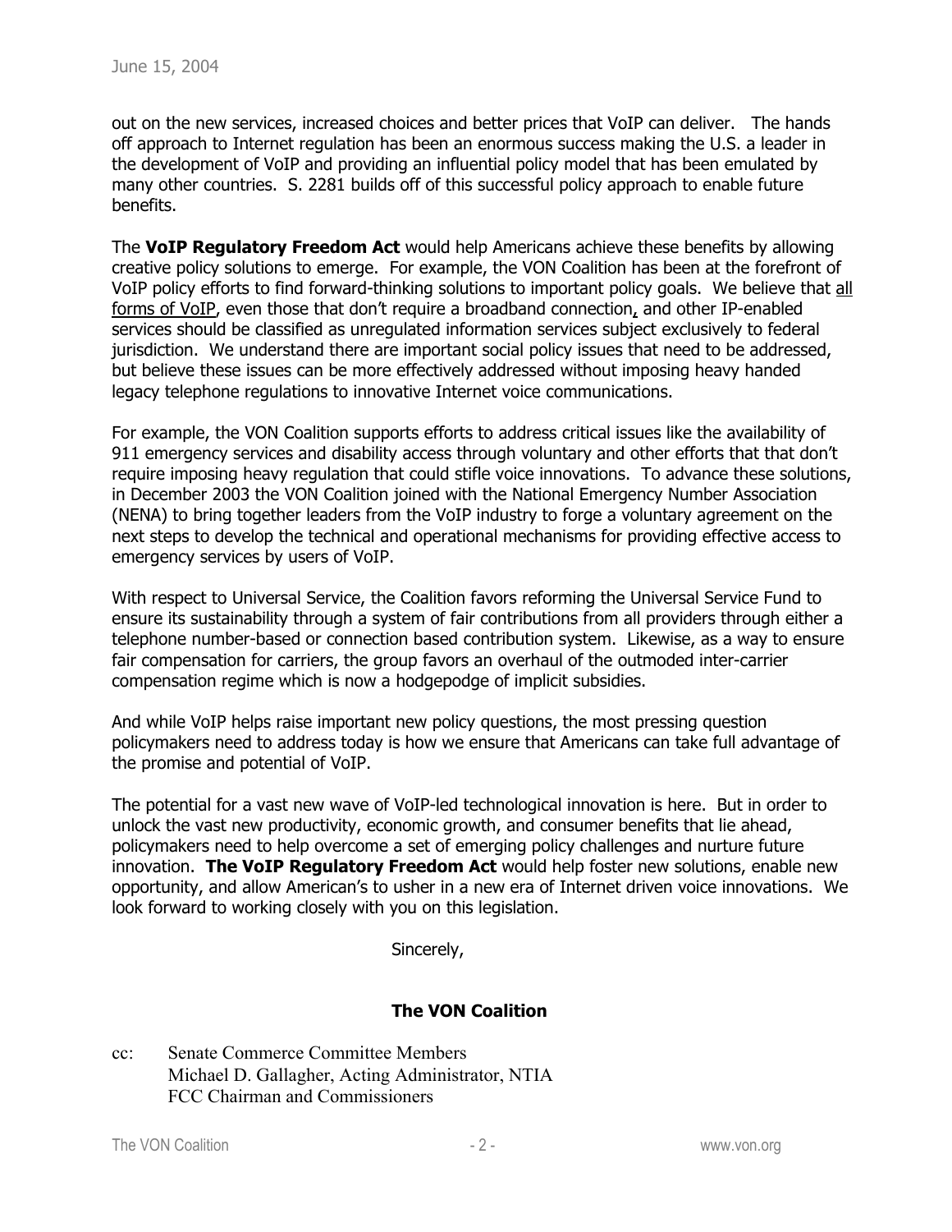out on the new services, increased choices and better prices that VoIP can deliver. The hands off approach to Internet regulation has been an enormous success making the U.S. a leader in the development of VoIP and providing an influential policy model that has been emulated by many other countries. S. 2281 builds off of this successful policy approach to enable future benefits.

The **VoIP Regulatory Freedom Act** would help Americans achieve these benefits by allowing creative policy solutions to emerge. For example, the VON Coalition has been at the forefront of VoIP policy efforts to find forward-thinking solutions to important policy goals. We believe that all forms of VoIP, even those that don't require a broadband connection, and other IP-enabled services should be classified as unregulated information services subject exclusively to federal jurisdiction. We understand there are important social policy issues that need to be addressed, but believe these issues can be more effectively addressed without imposing heavy handed legacy telephone regulations to innovative Internet voice communications.

For example, the VON Coalition supports efforts to address critical issues like the availability of 911 emergency services and disability access through voluntary and other efforts that that don't require imposing heavy regulation that could stifle voice innovations. To advance these solutions, in December 2003 the VON Coalition joined with the National Emergency Number Association (NENA) to bring together leaders from the VoIP industry to forge a voluntary agreement on the next steps to develop the technical and operational mechanisms for providing effective access to emergency services by users of VoIP.

With respect to Universal Service, the Coalition favors reforming the Universal Service Fund to ensure its sustainability through a system of fair contributions from all providers through either a telephone number-based or connection based contribution system. Likewise, as a way to ensure fair compensation for carriers, the group favors an overhaul of the outmoded inter-carrier compensation regime which is now a hodgepodge of implicit subsidies.

And while VoIP helps raise important new policy questions, the most pressing question policymakers need to address today is how we ensure that Americans can take full advantage of the promise and potential of VoIP.

The potential for a vast new wave of VoIP-led technological innovation is here. But in order to unlock the vast new productivity, economic growth, and consumer benefits that lie ahead, policymakers need to help overcome a set of emerging policy challenges and nurture future innovation. **The VoIP Regulatory Freedom Act** would help foster new solutions, enable new opportunity, and allow American's to usher in a new era of Internet driven voice innovations. We look forward to working closely with you on this legislation.

Sincerely,

**The VON Coalition**

cc: Senate Commerce Committee Members
Michael D. Gallagher, Acting Administrator, NTIA
FCC Chairman and Commissioners